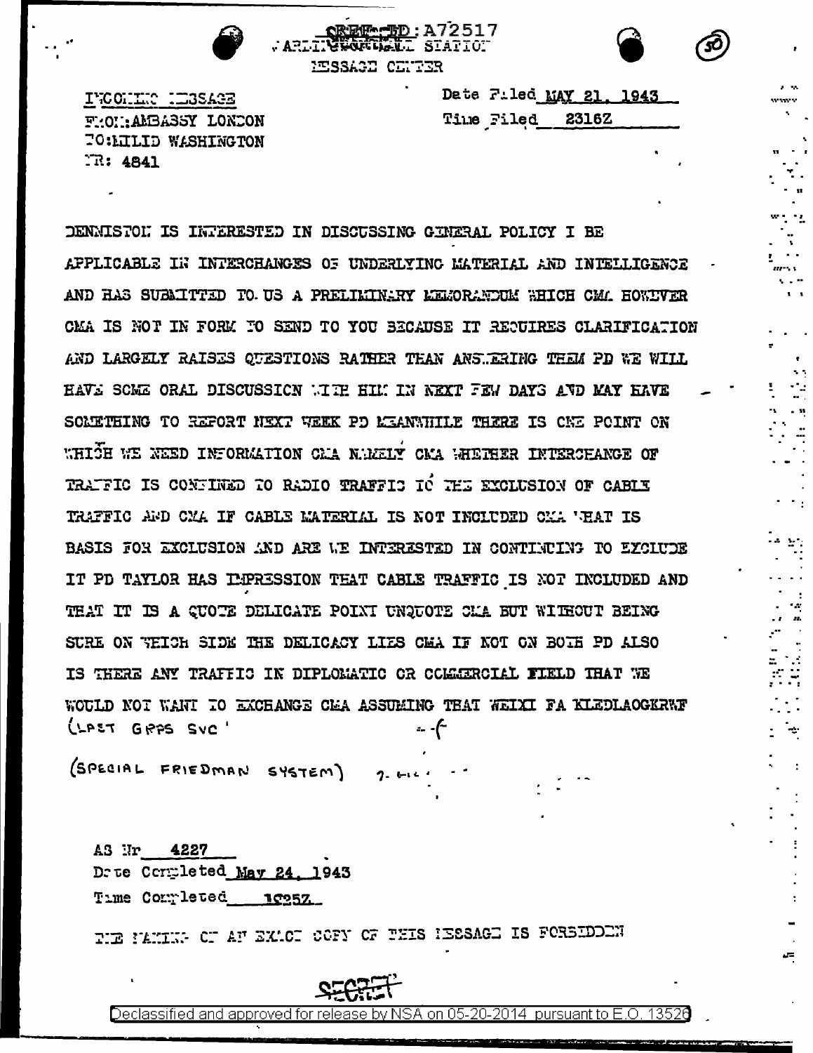SECRET REF ID: A72517
ARLINGTON HALL STATION
MESSAGE CENTER

(50)

INCOMING MESSAGE
FROM: AMBASSY LONDON
TO: MILID WASHINGTON
NR: 4841

Date Filed MAY 21, 1943
Time Filed 2316Z

DENNISTON IS INTERESTED IN DISCUSSING GENERAL POLICY I BE APPLICABLE IN INTERCHANGES OF UNDERLYING MATERIAL AND INTELLIGENCE AND HAS SUBMITTED TO US A PRELIMINARY MEMORANDUM WHICH CMA HOWEVER CMA IS NOT IN FORM TO SEND TO YOU BECAUSE IT REQUIRES CLARIFICATION AND LARGELY RAISES QUESTIONS RATHER THAN ANSWERING THEM PD WE WILL HAVE SOME ORAL DISCUSSION WITH HIM IN NEXT FEW DAYS AND MAY HAVE SOMETHING TO REPORT NEXT WEEK PD MEANWHILE THERE IS ONE POINT ON WHICH WE NEED INFORMATION CMA NAMELY CMA WHETHER INTERCHANGE OF TRAFFIC IS CONFINED TO RADIO TRAFFIC TO THE EXCLUSION OF CABLE TRAFFIC AND CMA IF CABLE MATERIAL IS NOT INCLUDED CMA WHAT IS BASIS FOR EXCLUSION AND ARE WE INTERESTED IN CONTINUING TO EXCLUDE IT PD TAYLOR HAS IMPRESSION THAT CABLE TRAFFIC IS NOT INCLUDED AND THAT IT IS A QUOTE DELICATE POINT UNQUOTE CMA BUT WITHOUT BEING SURE ON WHICH SIDE THE DELICACY LIES CMA IF NOT ON BOTH PD ALSO IS THERE ANY TRAFFIC IN DIPLOMATIC OR COMMERCIAL FIELD THAT WE WOULD NOT WANT TO EXCHANGE CMA ASSUMING THAT WEIXI FA KLEDLAOGKRWF (LAST GRPS SVC'

(SPECIAL FRIEDMAN SYSTEM)

AS Nr 4227
Date Completed May 24, 1943
Time Completed 1025Z

THE MAKING OF AN EXACT COPY OF THIS MESSAGE IS FORBIDDEN

SECRET

Declassified and approved for release by NSA on 05-20-2014 pursuant to E.O. 13526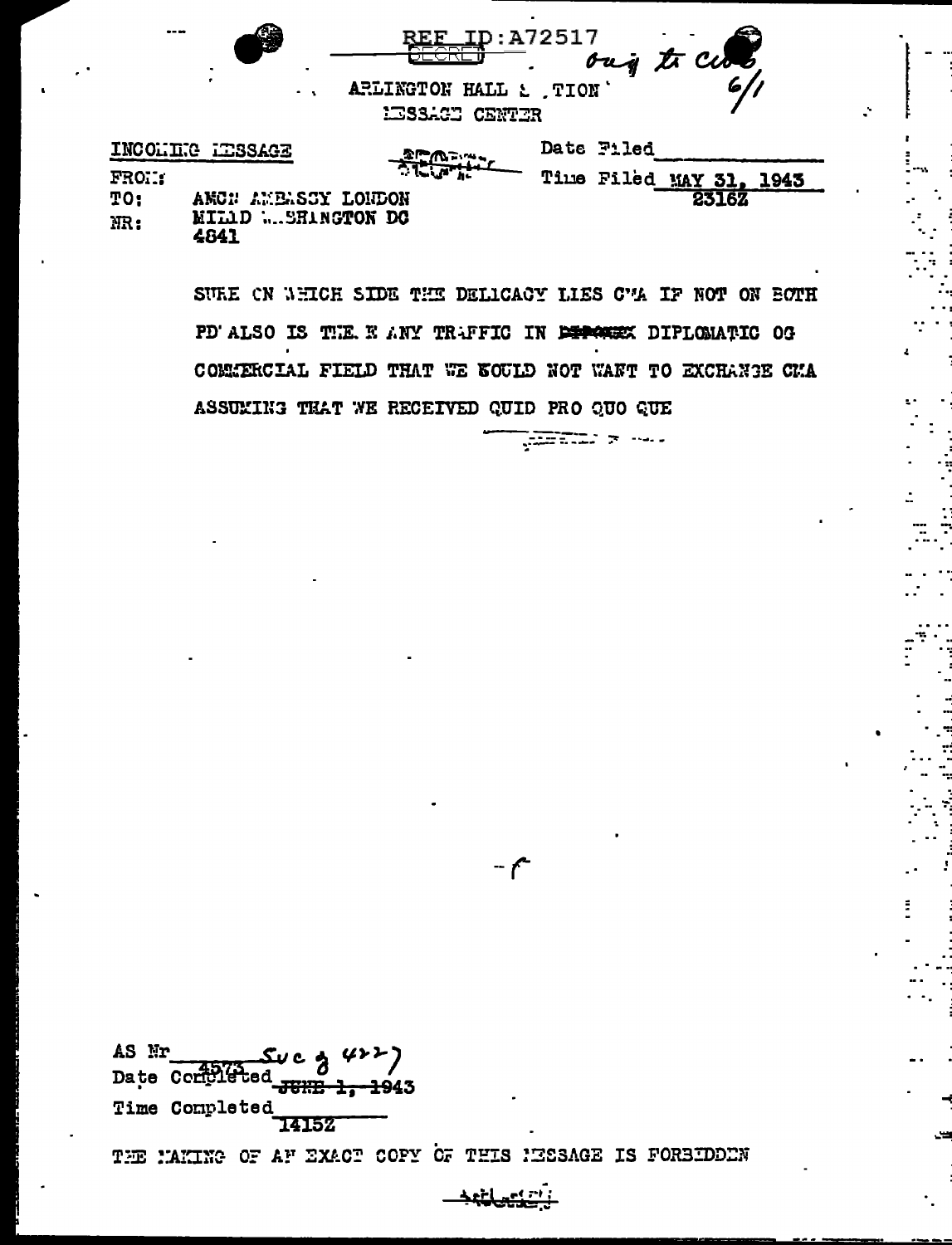REF ID:A72517

SECRET

orig to C... 6/1

ARLINGTON HALL STATION
MESSAGE CENTER

INCOMING MESSAGE

SECRET

Date Filed

FROM: AMCN AMBASSY LONDON

Time Filed MAY 31, 1943 2316Z

TO: MILID WASHINGTON DC

NR: 4641

SURE ON WHICH SIDE THE DELICACY LIES CMA IF NOT ON BOTH PD ALSO IS THERE ANY TRAFFIC IN ~~DIPLOMATIC~~ DIPLOMATIC OR COMMERCIAL FIELD THAT WE WOULD NOT WANT TO EXCHANGE CMA ASSUMING THAT WE RECEIVED QUID PRO QUO QUE

AS Nr 4573 Svc of 4727

Date Completed ~~JUNE 1, 1943~~

Time Completed 1415Z

THE MAKING OF AN EXACT COPY OF THIS MESSAGE IS FORBIDDEN

SECRET